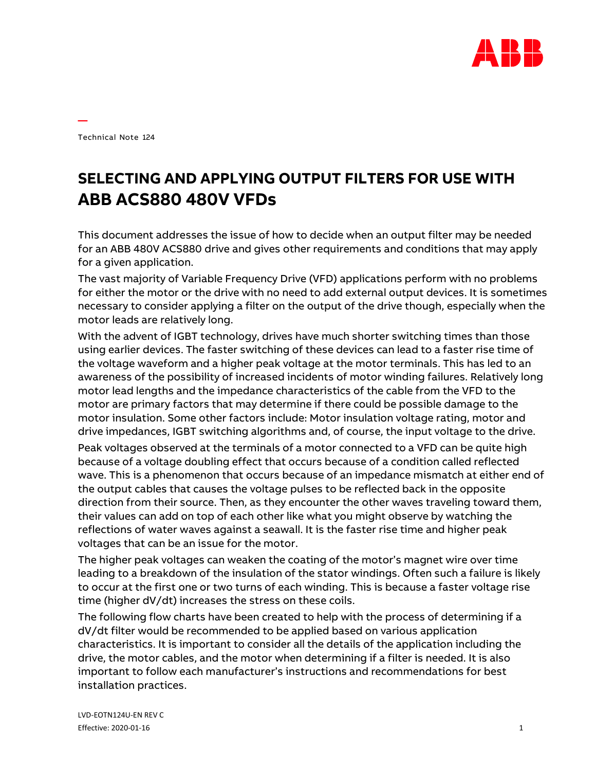Technical Note 124

# SELECTING AND APPLYING OUTPUT FILTERS FOR USE WITH ABB ACS880 480V VFDs

This document addresses the issue of how to decide when an output filter may be needed for an ABB 480V ACS880 drive and gives other requirements and conditions that may apply for a given application.

The vast majority of Variable Frequency Drive (VFD) applications perform with no problems for either the motor or the drive with no need to add external output devices. It is sometimes necessary to consider applying a filter on the output of the drive though, especially when the motor leads are relatively long.

With the advent of IGBT technology, drives have much shorter switching times than those using earlier devices. The faster switching of these devices can lead to a faster rise time of the voltage waveform and a higher peak voltage at the motor terminals. This has led to an awareness of the possibility of increased incidents of motor winding failures. Relatively long motor lead lengths and the impedance characteristics of the cable from the VFD to the motor are primary factors that may determine if there could be possible damage to the motor insulation. Some other factors include: Motor insulation voltage rating, motor and drive impedances, IGBT switching algorithms and, of course, the input voltage to the drive.

Peak voltages observed at the terminals of a motor connected to a VFD can be quite high because of a voltage doubling effect that occurs because of a condition called reflected wave. This is a phenomenon that occurs because of an impedance mismatch at either end of the output cables that causes the voltage pulses to be reflected back in the opposite direction from their source. Then, as they encounter the other waves traveling toward them, their values can add on top of each other like what you might observe by watching the reflections of water waves against a seawall. It is the faster rise time and higher peak voltages that can be an issue for the motor.

The higher peak voltages can weaken the coating of the motor's magnet wire over time leading to a breakdown of the insulation of the stator windings. Often such a failure is likely to occur at the first one or two turns of each winding. This is because a faster voltage rise time (higher dV/dt) increases the stress on these coils.

The following flow charts have been created to help with the process of determining if a dV/dt filter would be recommended to be applied based on various application characteristics. It is important to consider all the details of the application including the drive, the motor cables, and the motor when determining if a filter is needed. It is also important to follow each manufacturer's instructions and recommendations for best installation practices.

LVD-EOTN124U-EN REV C
Effective: 2020-01-16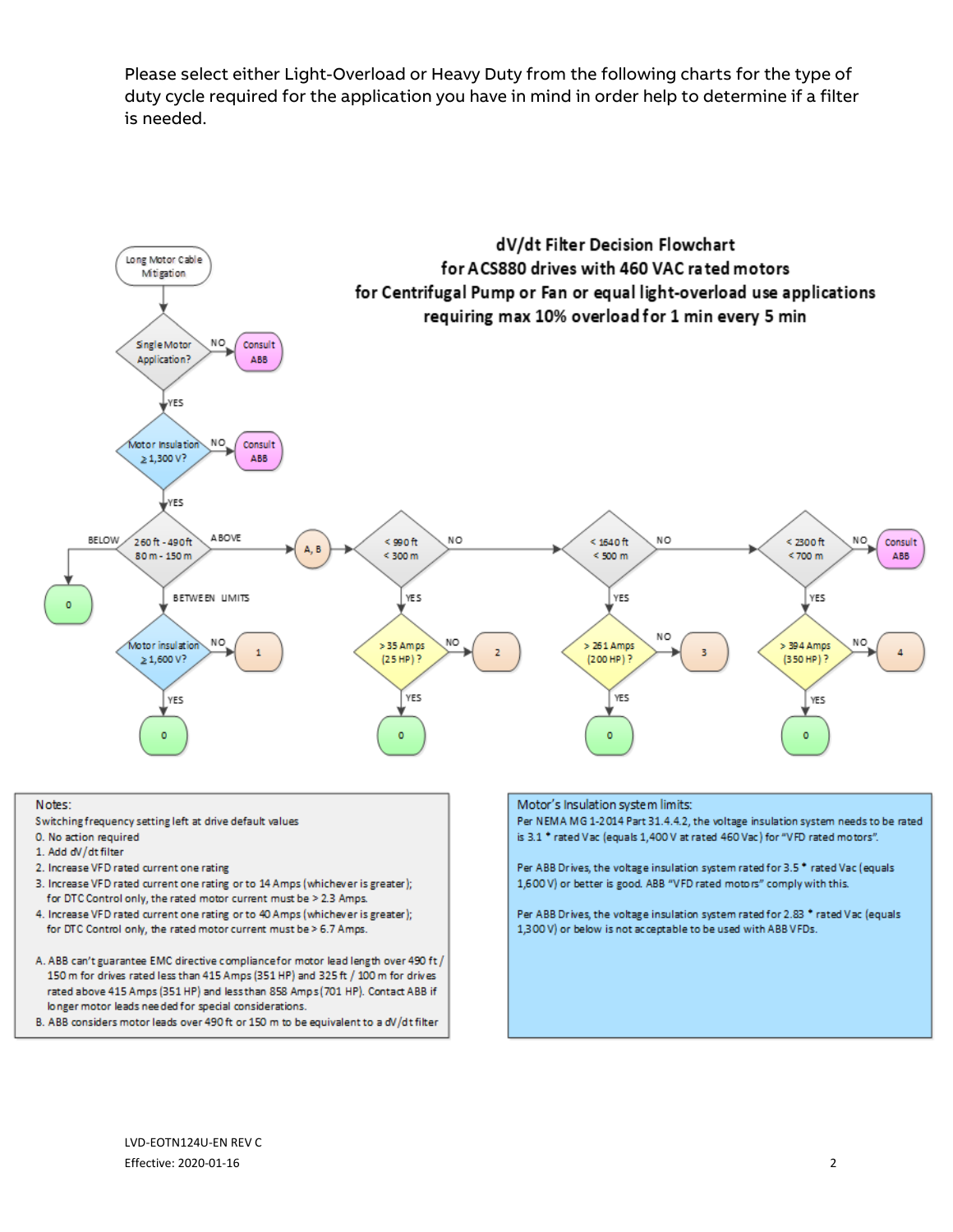Please select either Light-Overload or Heavy Duty from the following charts for the type of duty cycle required for the application you have in mind in order help to determine if a filter is needed.

## dV/dt Filter Decision Flowchart for ACS880 drives with 460 VAC rated motors for Centrifugal Pump or Fan or equal light-overload use applications requiring max 10% overload for 1 min every 5 min

Long Motor Cable Mitigation

Single Motor Application? — NO → Consult ABB; YES ↓

Motor Insulation ≥ 1,300 V? — NO → Consult ABB; YES ↓

260 ft - 490 ft / 80 m - 150 m — BELOW → 0; BETWEEN LIMITS ↓; ABOVE → A, B

Motor insulation ≥ 1,600 V? — NO → 1; YES → 0

< 990 ft / < 300 m — YES → > 35 Amps (25 HP)? — NO → 2; YES → 0. NO ↓

< 1640 ft / < 500 m — YES → > 261 Amps (200 HP)? — NO → 3; YES → 0. NO ↓

< 2300 ft / < 700 m — YES → > 394 Amps (350 HP)? — NO → 4; YES → 0. NO → Consult ABB

**Notes:**

Switching frequency setting left at drive default values

0. No action required
1. Add dV/dt filter
2. Increase VFD rated current one rating
3. Increase VFD rated current one rating or to 14 Amps (whichever is greater); for DTC Control only, the rated motor current must be > 2.3 Amps.
4. Increase VFD rated current one rating or to 40 Amps (whichever is greater); for DTC Control only, the rated motor current must be > 6.7 Amps.

A. ABB can't guarantee EMC directive compliance for motor lead length over 490 ft / 150 m for drives rated less than 415 Amps (351 HP) and 325 ft / 100 m for drives rated above 415 Amps (351 HP) and less than 858 Amps (701 HP). Contact ABB if longer motor leads needed for special considerations.

B. ABB considers motor leads over 490 ft or 150 m to be equivalent to a dV/dt filter

**Motor's Insulation system limits:**

Per NEMA MG 1-2014 Part 31.4.4.2, the voltage insulation system needs to be rated is 3.1 * rated Vac (equals 1,400 V at rated 460 Vac) for "VFD rated motors".

Per ABB Drives, the voltage insulation system rated for 3.5 * rated Vac (equals 1,600 V) or better is good. ABB "VFD rated motors" comply with this.

Per ABB Drives, the voltage insulation system rated for 2.83 * rated Vac (equals 1,300 V) or below is not acceptable to be used with ABB VFDs.

LVD-EOTN124U-EN REV C
Effective: 2020-01-16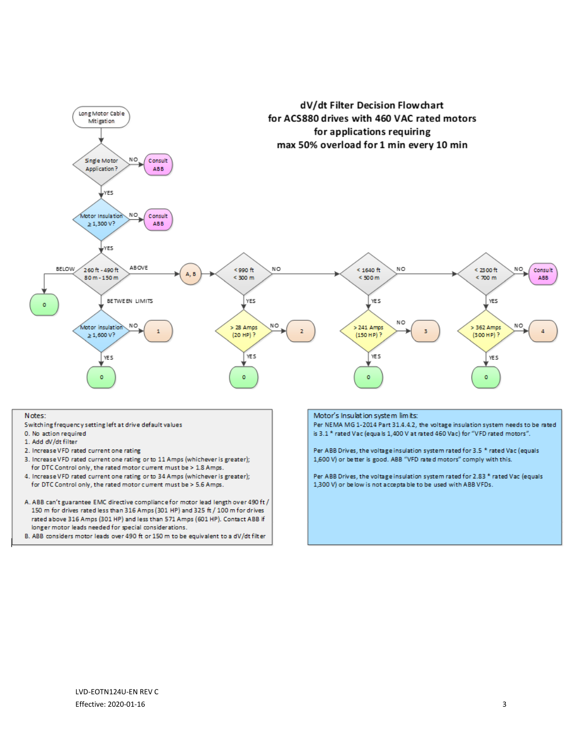# dV/dt Filter Decision Flowchart for ACS880 drives with 460 VAC rated motors for applications requiring max 50% overload for 1 min every 10 min

Long Motor Cable Mitigation

Single Motor Application?

NO

Consult ABB

YES

Motor Insulation ≥ 1,300 V?

NO

Consult ABB

YES

BELOW

260 ft - 490 ft
80 m - 150 m

ABOVE

0

BETWEEN LIMITS

Motor insulation ≥ 1,600 V?

NO

1

YES

0

A, B

< 990 ft
< 300 m

NO

YES

> 28 Amps (20 HP)?

NO

2

YES

0

< 1640 ft
< 500 m

NO

YES

> 241 Amps (150 HP)?

NO

3

YES

0

< 2300 ft
< 700 m

NO

Consult ABB

YES

> 362 Amps (300 HP)?

NO

4

YES

0

Notes:

Switching frequency setting left at drive default values

0. No action required
1. Add dV/dt filter
2. Increase VFD rated current one rating
3. Increase VFD rated current one rating or to 11 Amps (whichever is greater); for DTC Control only, the rated motor current must be > 1.8 Amps.
4. Increase VFD rated current one rating or to 34 Amps (whichever is greater); for DTC Control only, the rated motor current must be > 5.6 Amps.

A. ABB can't guarantee EMC directive compliance for motor lead length over 490 ft / 150 m for drives rated less than 316 Amps (301 HP) and 325 ft / 100 m for drives rated above 316 Amps (301 HP) and less than 571 Amps (601 HP). Contact ABB if longer motor leads needed for special considerations.
B. ABB considers motor leads over 490 ft or 150 m to be equivalent to a dV/dt filter

Motor's Insulation system limits:

Per NEMA MG 1-2014 Part 31.4.4.2, the voltage insulation system needs to be rated is 3.1 * rated Vac (equals 1,400 V at rated 460 Vac) for "VFD rated motors".

Per ABB Drives, the voltage insulation system rated for 3.5 * rated Vac (equals 1,600 V) or better is good. ABB "VFD rated motors" comply with this.

Per ABB Drives, the voltage insulation system rated for 2.83 * rated Vac (equals 1,300 V) or below is not acceptable to be used with ABB VFDs.

LVD-EOTN124U-EN REV C
Effective: 2020-01-16